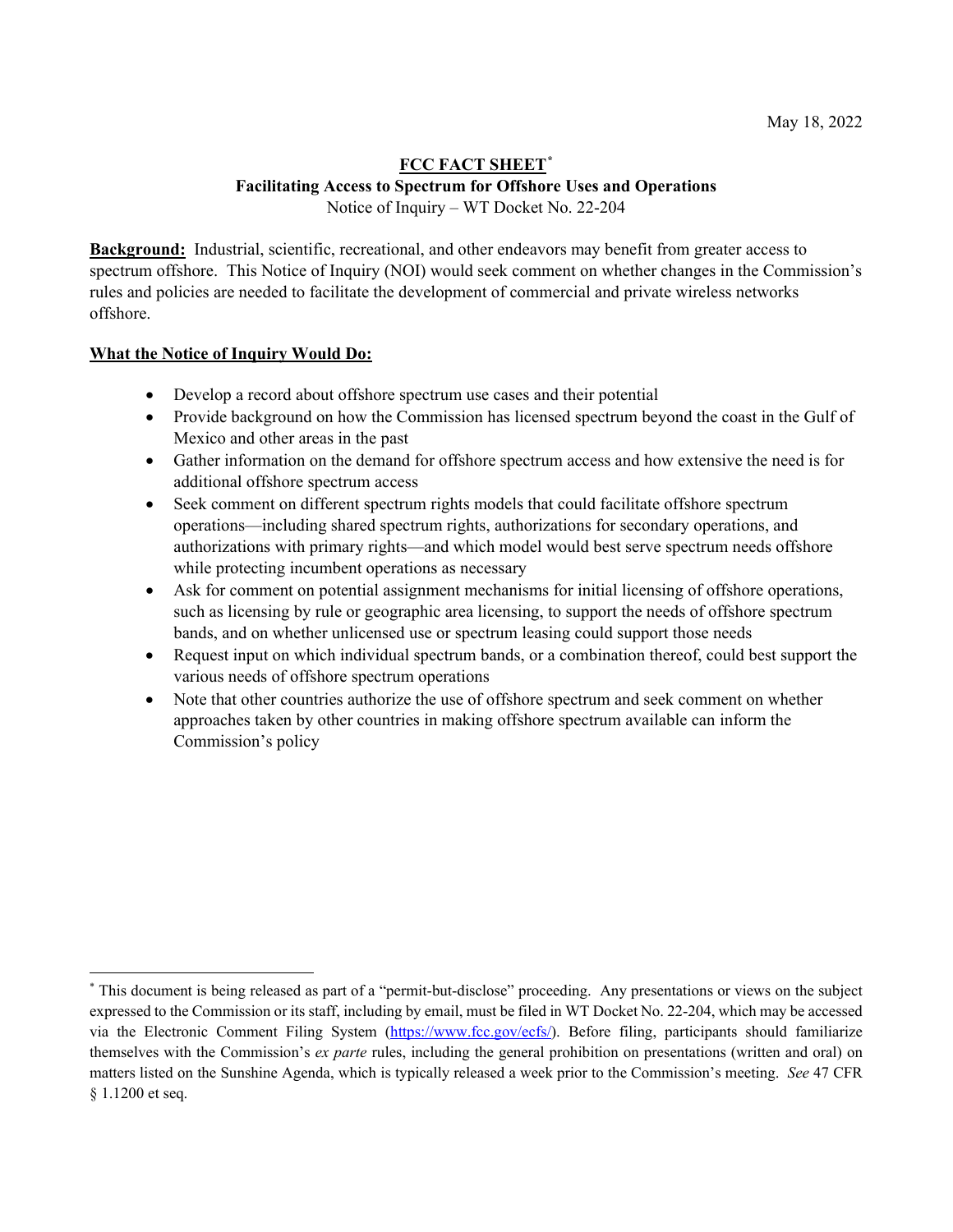May 18, 2022

# FCC FACT SHEET*

## Facilitating Access to Spectrum for Offshore Uses and Operations

Notice of Inquiry – WT Docket No. 22-204

**Background:** Industrial, scientific, recreational, and other endeavors may benefit from greater access to spectrum offshore. This Notice of Inquiry (NOI) would seek comment on whether changes in the Commission's rules and policies are needed to facilitate the development of commercial and private wireless networks offshore.

**What the Notice of Inquiry Would Do:**

- Develop a record about offshore spectrum use cases and their potential
- Provide background on how the Commission has licensed spectrum beyond the coast in the Gulf of Mexico and other areas in the past
- Gather information on the demand for offshore spectrum access and how extensive the need is for additional offshore spectrum access
- Seek comment on different spectrum rights models that could facilitate offshore spectrum operations—including shared spectrum rights, authorizations for secondary operations, and authorizations with primary rights—and which model would best serve spectrum needs offshore while protecting incumbent operations as necessary
- Ask for comment on potential assignment mechanisms for initial licensing of offshore operations, such as licensing by rule or geographic area licensing, to support the needs of offshore spectrum bands, and on whether unlicensed use or spectrum leasing could support those needs
- Request input on which individual spectrum bands, or a combination thereof, could best support the various needs of offshore spectrum operations
- Note that other countries authorize the use of offshore spectrum and seek comment on whether approaches taken by other countries in making offshore spectrum available can inform the Commission's policy

---

* This document is being released as part of a "permit-but-disclose" proceeding. Any presentations or views on the subject expressed to the Commission or its staff, including by email, must be filed in WT Docket No. 22-204, which may be accessed via the Electronic Comment Filing System (https://www.fcc.gov/ecfs/). Before filing, participants should familiarize themselves with the Commission's *ex parte* rules, including the general prohibition on presentations (written and oral) on matters listed on the Sunshine Agenda, which is typically released a week prior to the Commission's meeting. *See* 47 CFR § 1.1200 et seq.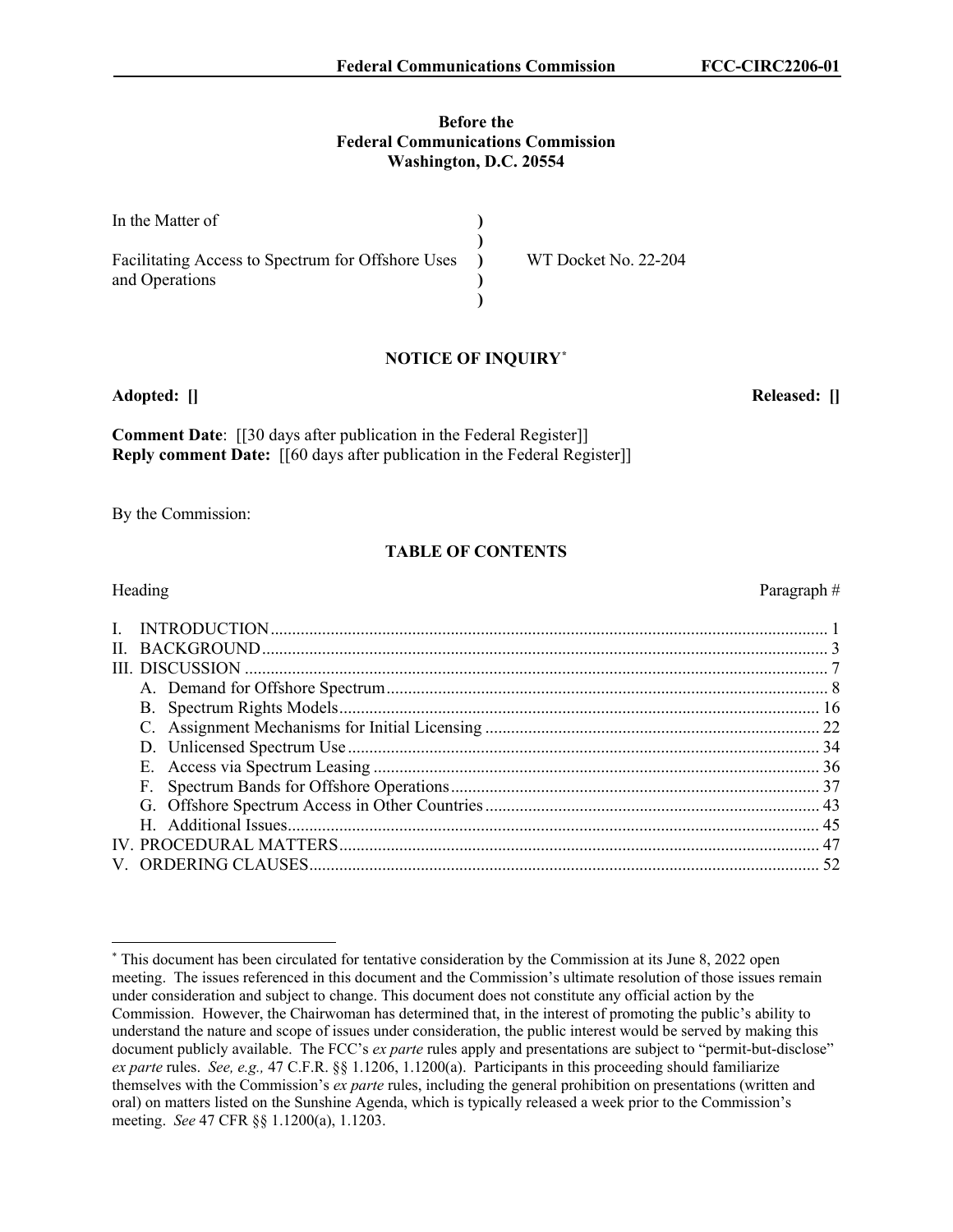**Before the**
**Federal Communications Commission**
**Washington, D.C. 20554**

| In the Matter of | ) | |
|---|---|---|
| | ) | |
| Facilitating Access to Spectrum for Offshore Uses and Operations | ) | WT Docket No. 22-204 |
| | ) | |
| | ) | |

## NOTICE OF INQUIRY*

**Adopted: []** **Released: []**

**Comment Date**: [[30 days after publication in the Federal Register]]
**Reply comment Date:** [[60 days after publication in the Federal Register]]

By the Commission:

## TABLE OF CONTENTS

| Heading | Paragraph # |
|---|---|
| I. INTRODUCTION | 1 |
| II. BACKGROUND | 3 |
| III. DISCUSSION | 7 |
| A. Demand for Offshore Spectrum | 8 |
| B. Spectrum Rights Models | 16 |
| C. Assignment Mechanisms for Initial Licensing | 22 |
| D. Unlicensed Spectrum Use | 34 |
| E. Access via Spectrum Leasing | 36 |
| F. Spectrum Bands for Offshore Operations | 37 |
| G. Offshore Spectrum Access in Other Countries | 43 |
| H. Additional Issues | 45 |
| IV. PROCEDURAL MATTERS | 47 |
| V. ORDERING CLAUSES | 52 |

---

* This document has been circulated for tentative consideration by the Commission at its June 8, 2022 open meeting. The issues referenced in this document and the Commission's ultimate resolution of those issues remain under consideration and subject to change. This document does not constitute any official action by the Commission. However, the Chairwoman has determined that, in the interest of promoting the public's ability to understand the nature and scope of issues under consideration, the public interest would be served by making this document publicly available. The FCC's *ex parte* rules apply and presentations are subject to "permit-but-disclose" *ex parte* rules. *See, e.g.,* 47 C.F.R. §§ 1.1206, 1.1200(a). Participants in this proceeding should familiarize themselves with the Commission's *ex parte* rules, including the general prohibition on presentations (written and oral) on matters listed on the Sunshine Agenda, which is typically released a week prior to the Commission's meeting. *See* 47 CFR §§ 1.1200(a), 1.1203.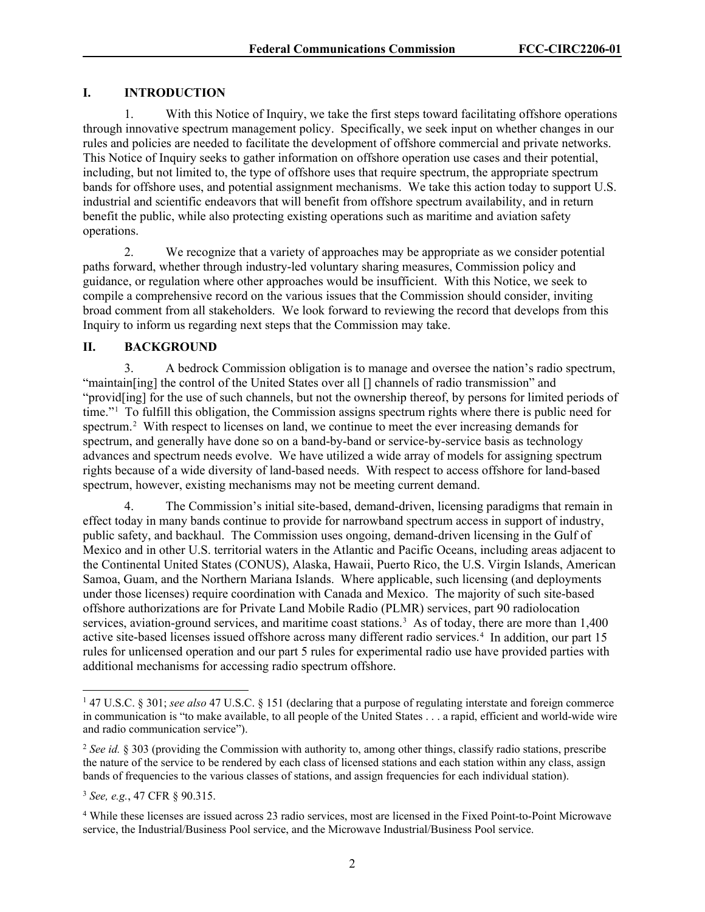## I. INTRODUCTION

1. With this Notice of Inquiry, we take the first steps toward facilitating offshore operations through innovative spectrum management policy. Specifically, we seek input on whether changes in our rules and policies are needed to facilitate the development of offshore commercial and private networks. This Notice of Inquiry seeks to gather information on offshore operation use cases and their potential, including, but not limited to, the type of offshore uses that require spectrum, the appropriate spectrum bands for offshore uses, and potential assignment mechanisms. We take this action today to support U.S. industrial and scientific endeavors that will benefit from offshore spectrum availability, and in return benefit the public, while also protecting existing operations such as maritime and aviation safety operations.

2. We recognize that a variety of approaches may be appropriate as we consider potential paths forward, whether through industry-led voluntary sharing measures, Commission policy and guidance, or regulation where other approaches would be insufficient. With this Notice, we seek to compile a comprehensive record on the various issues that the Commission should consider, inviting broad comment from all stakeholders. We look forward to reviewing the record that develops from this Inquiry to inform us regarding next steps that the Commission may take.

## II. BACKGROUND

3. A bedrock Commission obligation is to manage and oversee the nation's radio spectrum, "maintain[ing] the control of the United States over all [] channels of radio transmission" and "provid[ing] for the use of such channels, but not the ownership thereof, by persons for limited periods of time."[1] To fulfill this obligation, the Commission assigns spectrum rights where there is public need for spectrum.[2] With respect to licenses on land, we continue to meet the ever increasing demands for spectrum, and generally have done so on a band-by-band or service-by-service basis as technology advances and spectrum needs evolve. We have utilized a wide array of models for assigning spectrum rights because of a wide diversity of land-based needs. With respect to access offshore for land-based spectrum, however, existing mechanisms may not be meeting current demand.

4. The Commission's initial site-based, demand-driven, licensing paradigms that remain in effect today in many bands continue to provide for narrowband spectrum access in support of industry, public safety, and backhaul. The Commission uses ongoing, demand-driven licensing in the Gulf of Mexico and in other U.S. territorial waters in the Atlantic and Pacific Oceans, including areas adjacent to the Continental United States (CONUS), Alaska, Hawaii, Puerto Rico, the U.S. Virgin Islands, American Samoa, Guam, and the Northern Mariana Islands. Where applicable, such licensing (and deployments under those licenses) require coordination with Canada and Mexico. The majority of such site-based offshore authorizations are for Private Land Mobile Radio (PLMR) services, part 90 radiolocation services, aviation-ground services, and maritime coast stations.[3] As of today, there are more than 1,400 active site-based licenses issued offshore across many different radio services.[4] In addition, our part 15 rules for unlicensed operation and our part 5 rules for experimental radio use have provided parties with additional mechanisms for accessing radio spectrum offshore.

---

[1] 47 U.S.C. § 301; *see also* 47 U.S.C. § 151 (declaring that a purpose of regulating interstate and foreign commerce in communication is "to make available, to all people of the United States . . . a rapid, efficient and world-wide wire and radio communication service").

[2] *See id.* § 303 (providing the Commission with authority to, among other things, classify radio stations, prescribe the nature of the service to be rendered by each class of licensed stations and each station within any class, assign bands of frequencies to the various classes of stations, and assign frequencies for each individual station).

[3] *See, e.g.*, 47 CFR § 90.315.

[4] While these licenses are issued across 23 radio services, most are licensed in the Fixed Point-to-Point Microwave service, the Industrial/Business Pool service, and the Microwave Industrial/Business Pool service.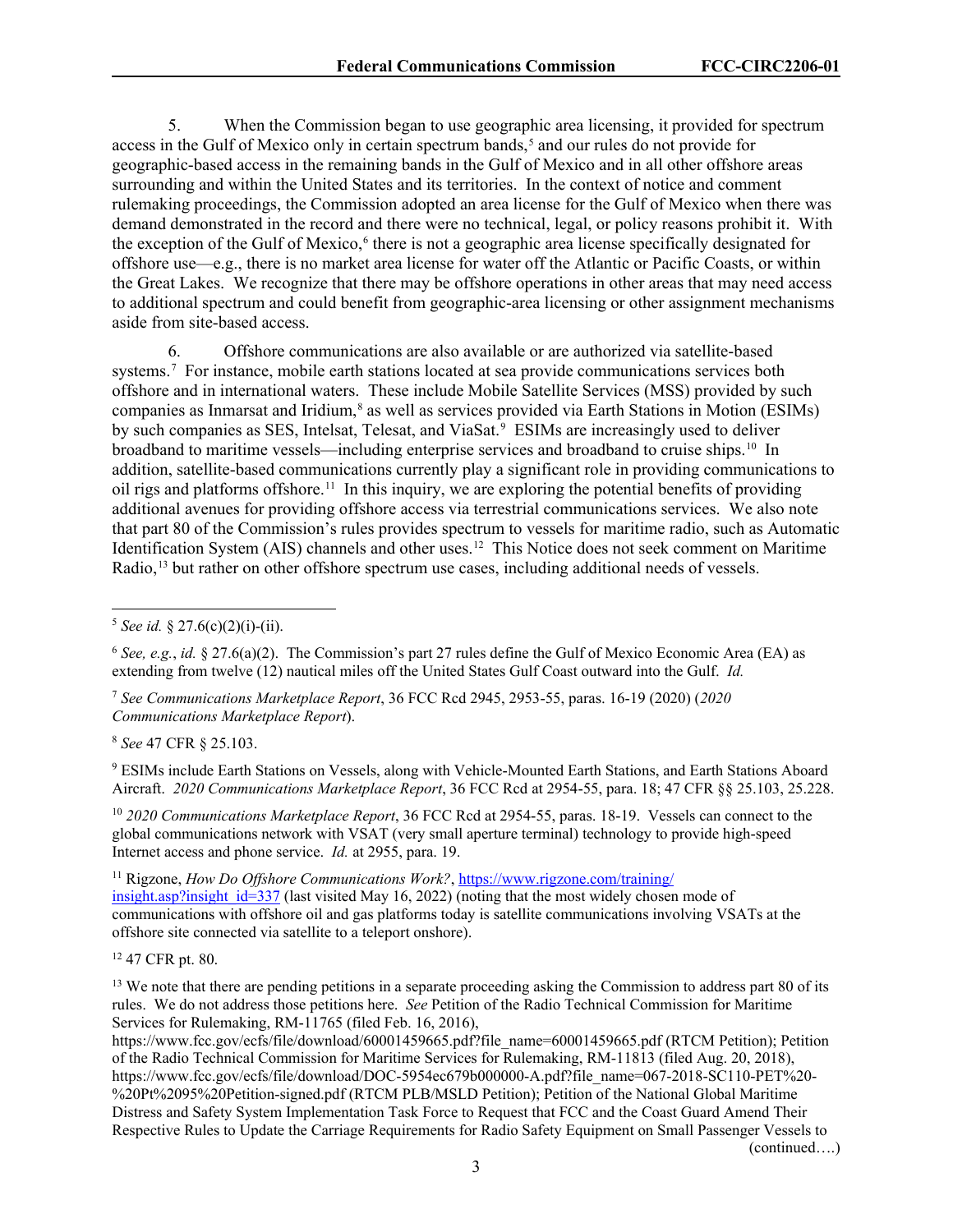5. When the Commission began to use geographic area licensing, it provided for spectrum access in the Gulf of Mexico only in certain spectrum bands,[5] and our rules do not provide for geographic-based access in the remaining bands in the Gulf of Mexico and in all other offshore areas surrounding and within the United States and its territories. In the context of notice and comment rulemaking proceedings, the Commission adopted an area license for the Gulf of Mexico when there was demand demonstrated in the record and there were no technical, legal, or policy reasons prohibit it. With the exception of the Gulf of Mexico,[6] there is not a geographic area license specifically designated for offshore use—e.g., there is no market area license for water off the Atlantic or Pacific Coasts, or within the Great Lakes. We recognize that there may be offshore operations in other areas that may need access to additional spectrum and could benefit from geographic-area licensing or other assignment mechanisms aside from site-based access.

6. Offshore communications are also available or are authorized via satellite-based systems.[7] For instance, mobile earth stations located at sea provide communications services both offshore and in international waters. These include Mobile Satellite Services (MSS) provided by such companies as Inmarsat and Iridium,[8] as well as services provided via Earth Stations in Motion (ESIMs) by such companies as SES, Intelsat, Telesat, and ViaSat.[9] ESIMs are increasingly used to deliver broadband to maritime vessels—including enterprise services and broadband to cruise ships.[10] In addition, satellite-based communications currently play a significant role in providing communications to oil rigs and platforms offshore.[11] In this inquiry, we are exploring the potential benefits of providing additional avenues for providing offshore access via terrestrial communications services. We also note that part 80 of the Commission's rules provides spectrum to vessels for maritime radio, such as Automatic Identification System (AIS) channels and other uses.[12] This Notice does not seek comment on Maritime Radio,[13] but rather on other offshore spectrum use cases, including additional needs of vessels.

---

[5] *See id.* § 27.6(c)(2)(i)-(ii).

[6] *See, e.g.*, *id.* § 27.6(a)(2). The Commission's part 27 rules define the Gulf of Mexico Economic Area (EA) as extending from twelve (12) nautical miles off the United States Gulf Coast outward into the Gulf. *Id.*

[7] *See Communications Marketplace Report*, 36 FCC Rcd 2945, 2953-55, paras. 16-19 (2020) (*2020 Communications Marketplace Report*).

[8] *See* 47 CFR § 25.103.

[9] ESIMs include Earth Stations on Vessels, along with Vehicle-Mounted Earth Stations, and Earth Stations Aboard Aircraft. *2020 Communications Marketplace Report*, 36 FCC Rcd at 2954-55, para. 18; 47 CFR §§ 25.103, 25.228.

[10] *2020 Communications Marketplace Report*, 36 FCC Rcd at 2954-55, paras. 18-19. Vessels can connect to the global communications network with VSAT (very small aperture terminal) technology to provide high-speed Internet access and phone service. *Id.* at 2955, para. 19.

[11] Rigzone, *How Do Offshore Communications Work?*, https://www.rigzone.com/training/insight.asp?insight_id=337 (last visited May 16, 2022) (noting that the most widely chosen mode of communications with offshore oil and gas platforms today is satellite communications involving VSATs at the offshore site connected via satellite to a teleport onshore).

[12] 47 CFR pt. 80.

[13] We note that there are pending petitions in a separate proceeding asking the Commission to address part 80 of its rules. We do not address those petitions here. *See* Petition of the Radio Technical Commission for Maritime Services for Rulemaking, RM-11765 (filed Feb. 16, 2016), https://www.fcc.gov/ecfs/file/download/60001459665.pdf?file_name=60001459665.pdf (RTCM Petition); Petition of the Radio Technical Commission for Maritime Services for Rulemaking, RM-11813 (filed Aug. 20, 2018), https://www.fcc.gov/ecfs/file/download/DOC-5954ec679b000000-A.pdf?file_name=067-2018-SC110-PET%20-%20Pt%2095%20Petition-signed.pdf (RTCM PLB/MSLD Petition); Petition of the National Global Maritime Distress and Safety System Implementation Task Force to Request that FCC and the Coast Guard Amend Their Respective Rules to Update the Carriage Requirements for Radio Safety Equipment on Small Passenger Vessels to (continued….)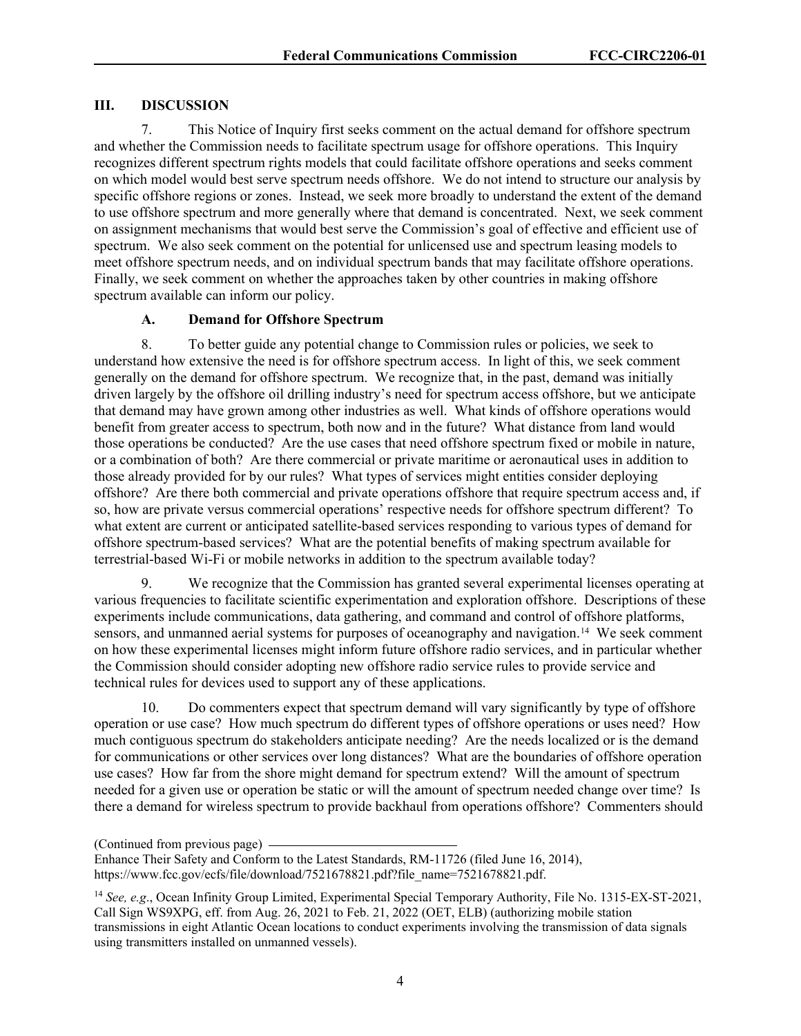## III. DISCUSSION

7. This Notice of Inquiry first seeks comment on the actual demand for offshore spectrum and whether the Commission needs to facilitate spectrum usage for offshore operations. This Inquiry recognizes different spectrum rights models that could facilitate offshore operations and seeks comment on which model would best serve spectrum needs offshore. We do not intend to structure our analysis by specific offshore regions or zones. Instead, we seek more broadly to understand the extent of the demand to use offshore spectrum and more generally where that demand is concentrated. Next, we seek comment on assignment mechanisms that would best serve the Commission's goal of effective and efficient use of spectrum. We also seek comment on the potential for unlicensed use and spectrum leasing models to meet offshore spectrum needs, and on individual spectrum bands that may facilitate offshore operations. Finally, we seek comment on whether the approaches taken by other countries in making offshore spectrum available can inform our policy.

### A. Demand for Offshore Spectrum

8. To better guide any potential change to Commission rules or policies, we seek to understand how extensive the need is for offshore spectrum access. In light of this, we seek comment generally on the demand for offshore spectrum. We recognize that, in the past, demand was initially driven largely by the offshore oil drilling industry's need for spectrum access offshore, but we anticipate that demand may have grown among other industries as well. What kinds of offshore operations would benefit from greater access to spectrum, both now and in the future? What distance from land would those operations be conducted? Are the use cases that need offshore spectrum fixed or mobile in nature, or a combination of both? Are there commercial or private maritime or aeronautical uses in addition to those already provided for by our rules? What types of services might entities consider deploying offshore? Are there both commercial and private operations offshore that require spectrum access and, if so, how are private versus commercial operations' respective needs for offshore spectrum different? To what extent are current or anticipated satellite-based services responding to various types of demand for offshore spectrum-based services? What are the potential benefits of making spectrum available for terrestrial-based Wi-Fi or mobile networks in addition to the spectrum available today?

9. We recognize that the Commission has granted several experimental licenses operating at various frequencies to facilitate scientific experimentation and exploration offshore. Descriptions of these experiments include communications, data gathering, and command and control of offshore platforms, sensors, and unmanned aerial systems for purposes of oceanography and navigation.[14] We seek comment on how these experimental licenses might inform future offshore radio services, and in particular whether the Commission should consider adopting new offshore radio service rules to provide service and technical rules for devices used to support any of these applications.

10. Do commenters expect that spectrum demand will vary significantly by type of offshore operation or use case? How much spectrum do different types of offshore operations or uses need? How much contiguous spectrum do stakeholders anticipate needing? Are the needs localized or is the demand for communications or other services over long distances? What are the boundaries of offshore operation use cases? How far from the shore might demand for spectrum extend? Will the amount of spectrum needed for a given use or operation be static or will the amount of spectrum needed change over time? Is there a demand for wireless spectrum to provide backhaul from operations offshore? Commenters should

(Continued from previous page)
Enhance Their Safety and Conform to the Latest Standards, RM-11726 (filed June 16, 2014), https://www.fcc.gov/ecfs/file/download/7521678821.pdf?file_name=7521678821.pdf.

[14] *See, e.g*., Ocean Infinity Group Limited, Experimental Special Temporary Authority, File No. 1315-EX-ST-2021, Call Sign WS9XPG, eff. from Aug. 26, 2021 to Feb. 21, 2022 (OET, ELB) (authorizing mobile station transmissions in eight Atlantic Ocean locations to conduct experiments involving the transmission of data signals using transmitters installed on unmanned vessels).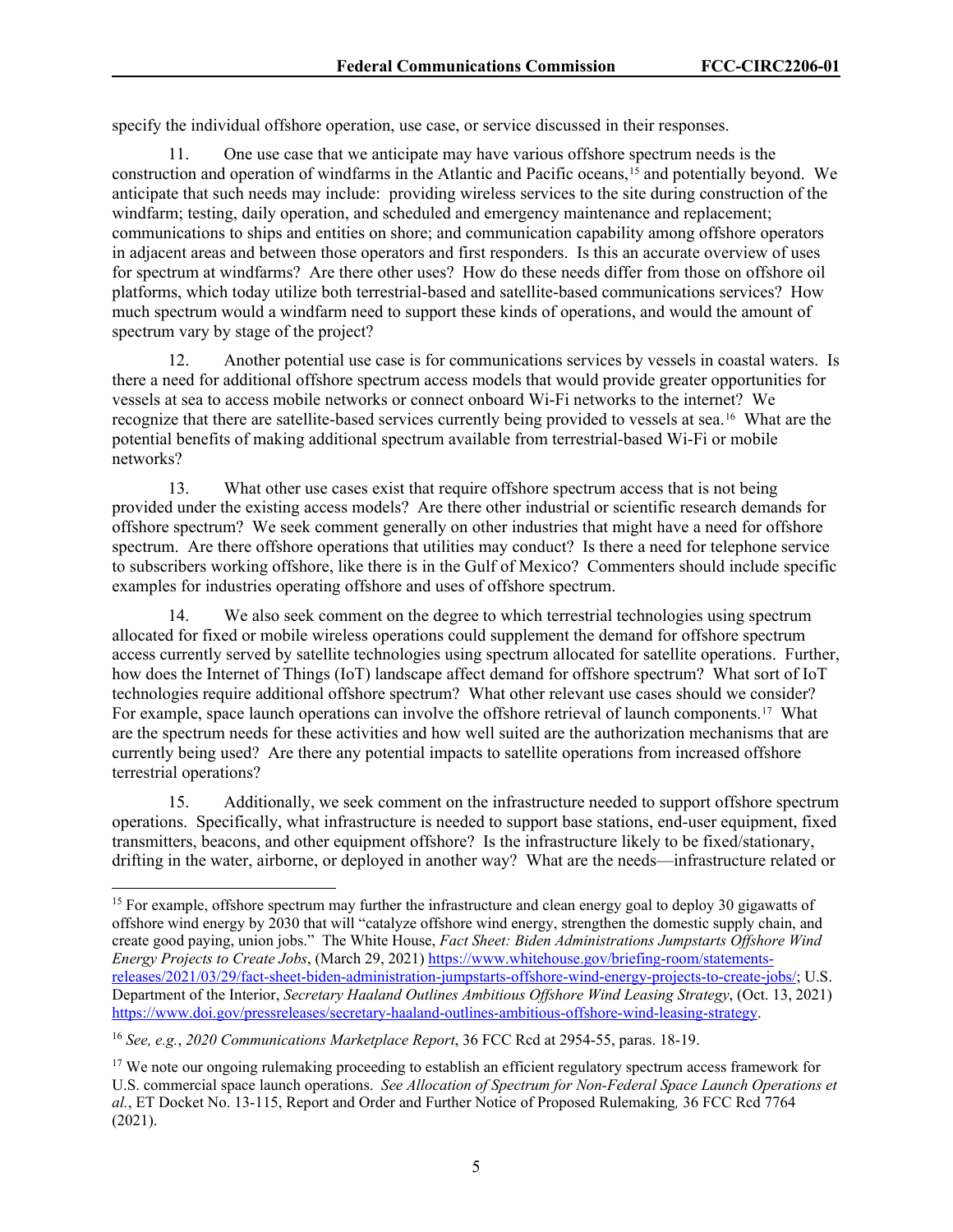specify the individual offshore operation, use case, or service discussed in their responses.

11. One use case that we anticipate may have various offshore spectrum needs is the construction and operation of windfarms in the Atlantic and Pacific oceans,[15] and potentially beyond. We anticipate that such needs may include: providing wireless services to the site during construction of the windfarm; testing, daily operation, and scheduled and emergency maintenance and replacement; communications to ships and entities on shore; and communication capability among offshore operators in adjacent areas and between those operators and first responders. Is this an accurate overview of uses for spectrum at windfarms? Are there other uses? How do these needs differ from those on offshore oil platforms, which today utilize both terrestrial-based and satellite-based communications services? How much spectrum would a windfarm need to support these kinds of operations, and would the amount of spectrum vary by stage of the project?

12. Another potential use case is for communications services by vessels in coastal waters. Is there a need for additional offshore spectrum access models that would provide greater opportunities for vessels at sea to access mobile networks or connect onboard Wi-Fi networks to the internet? We recognize that there are satellite-based services currently being provided to vessels at sea.[16] What are the potential benefits of making additional spectrum available from terrestrial-based Wi-Fi or mobile networks?

13. What other use cases exist that require offshore spectrum access that is not being provided under the existing access models? Are there other industrial or scientific research demands for offshore spectrum? We seek comment generally on other industries that might have a need for offshore spectrum. Are there offshore operations that utilities may conduct? Is there a need for telephone service to subscribers working offshore, like there is in the Gulf of Mexico? Commenters should include specific examples for industries operating offshore and uses of offshore spectrum.

14. We also seek comment on the degree to which terrestrial technologies using spectrum allocated for fixed or mobile wireless operations could supplement the demand for offshore spectrum access currently served by satellite technologies using spectrum allocated for satellite operations. Further, how does the Internet of Things (IoT) landscape affect demand for offshore spectrum? What sort of IoT technologies require additional offshore spectrum? What other relevant use cases should we consider? For example, space launch operations can involve the offshore retrieval of launch components.[17] What are the spectrum needs for these activities and how well suited are the authorization mechanisms that are currently being used? Are there any potential impacts to satellite operations from increased offshore terrestrial operations?

15. Additionally, we seek comment on the infrastructure needed to support offshore spectrum operations. Specifically, what infrastructure is needed to support base stations, end-user equipment, fixed transmitters, beacons, and other equipment offshore? Is the infrastructure likely to be fixed/stationary, drifting in the water, airborne, or deployed in another way? What are the needs—infrastructure related or

---

[15] For example, offshore spectrum may further the infrastructure and clean energy goal to deploy 30 gigawatts of offshore wind energy by 2030 that will "catalyze offshore wind energy, strengthen the domestic supply chain, and create good paying, union jobs." The White House, *Fact Sheet: Biden Administrations Jumpstarts Offshore Wind Energy Projects to Create Jobs*, (March 29, 2021) https://www.whitehouse.gov/briefing-room/statements-releases/2021/03/29/fact-sheet-biden-administration-jumpstarts-offshore-wind-energy-projects-to-create-jobs/; U.S. Department of the Interior, *Secretary Haaland Outlines Ambitious Offshore Wind Leasing Strategy*, (Oct. 13, 2021) https://www.doi.gov/pressreleases/secretary-haaland-outlines-ambitious-offshore-wind-leasing-strategy.

[16] *See, e.g.*, *2020 Communications Marketplace Report*, 36 FCC Rcd at 2954-55, paras. 18-19.

[17] We note our ongoing rulemaking proceeding to establish an efficient regulatory spectrum access framework for U.S. commercial space launch operations. *See Allocation of Spectrum for Non-Federal Space Launch Operations et al.*, ET Docket No. 13-115, Report and Order and Further Notice of Proposed Rulemaking*,* 36 FCC Rcd 7764 (2021).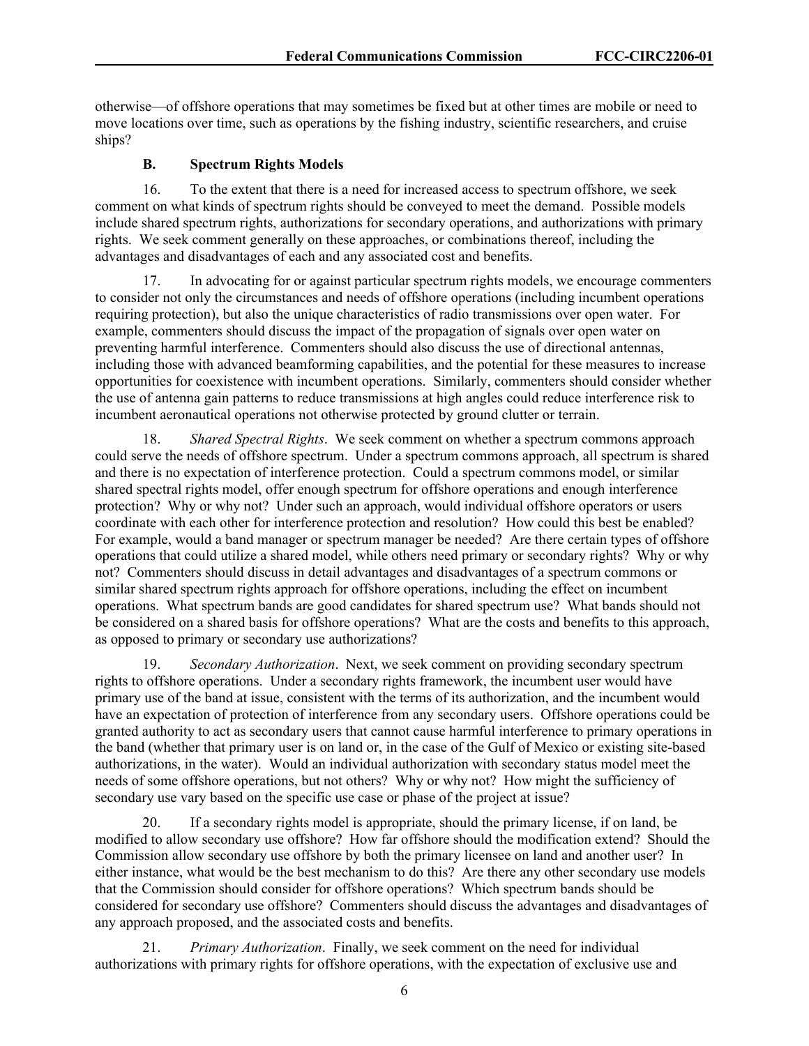otherwise—of offshore operations that may sometimes be fixed but at other times are mobile or need to move locations over time, such as operations by the fishing industry, scientific researchers, and cruise ships?

### B. Spectrum Rights Models

16. To the extent that there is a need for increased access to spectrum offshore, we seek comment on what kinds of spectrum rights should be conveyed to meet the demand. Possible models include shared spectrum rights, authorizations for secondary operations, and authorizations with primary rights. We seek comment generally on these approaches, or combinations thereof, including the advantages and disadvantages of each and any associated cost and benefits.

17. In advocating for or against particular spectrum rights models, we encourage commenters to consider not only the circumstances and needs of offshore operations (including incumbent operations requiring protection), but also the unique characteristics of radio transmissions over open water. For example, commenters should discuss the impact of the propagation of signals over open water on preventing harmful interference. Commenters should also discuss the use of directional antennas, including those with advanced beamforming capabilities, and the potential for these measures to increase opportunities for coexistence with incumbent operations. Similarly, commenters should consider whether the use of antenna gain patterns to reduce transmissions at high angles could reduce interference risk to incumbent aeronautical operations not otherwise protected by ground clutter or terrain.

18. *Shared Spectral Rights*. We seek comment on whether a spectrum commons approach could serve the needs of offshore spectrum. Under a spectrum commons approach, all spectrum is shared and there is no expectation of interference protection. Could a spectrum commons model, or similar shared spectral rights model, offer enough spectrum for offshore operations and enough interference protection? Why or why not? Under such an approach, would individual offshore operators or users coordinate with each other for interference protection and resolution? How could this best be enabled? For example, would a band manager or spectrum manager be needed? Are there certain types of offshore operations that could utilize a shared model, while others need primary or secondary rights? Why or why not? Commenters should discuss in detail advantages and disadvantages of a spectrum commons or similar shared spectrum rights approach for offshore operations, including the effect on incumbent operations. What spectrum bands are good candidates for shared spectrum use? What bands should not be considered on a shared basis for offshore operations? What are the costs and benefits to this approach, as opposed to primary or secondary use authorizations?

19. *Secondary Authorization*. Next, we seek comment on providing secondary spectrum rights to offshore operations. Under a secondary rights framework, the incumbent user would have primary use of the band at issue, consistent with the terms of its authorization, and the incumbent would have an expectation of protection of interference from any secondary users. Offshore operations could be granted authority to act as secondary users that cannot cause harmful interference to primary operations in the band (whether that primary user is on land or, in the case of the Gulf of Mexico or existing site-based authorizations, in the water). Would an individual authorization with secondary status model meet the needs of some offshore operations, but not others? Why or why not? How might the sufficiency of secondary use vary based on the specific use case or phase of the project at issue?

20. If a secondary rights model is appropriate, should the primary license, if on land, be modified to allow secondary use offshore? How far offshore should the modification extend? Should the Commission allow secondary use offshore by both the primary licensee on land and another user? In either instance, what would be the best mechanism to do this? Are there any other secondary use models that the Commission should consider for offshore operations? Which spectrum bands should be considered for secondary use offshore? Commenters should discuss the advantages and disadvantages of any approach proposed, and the associated costs and benefits.

21. *Primary Authorization*. Finally, we seek comment on the need for individual authorizations with primary rights for offshore operations, with the expectation of exclusive use and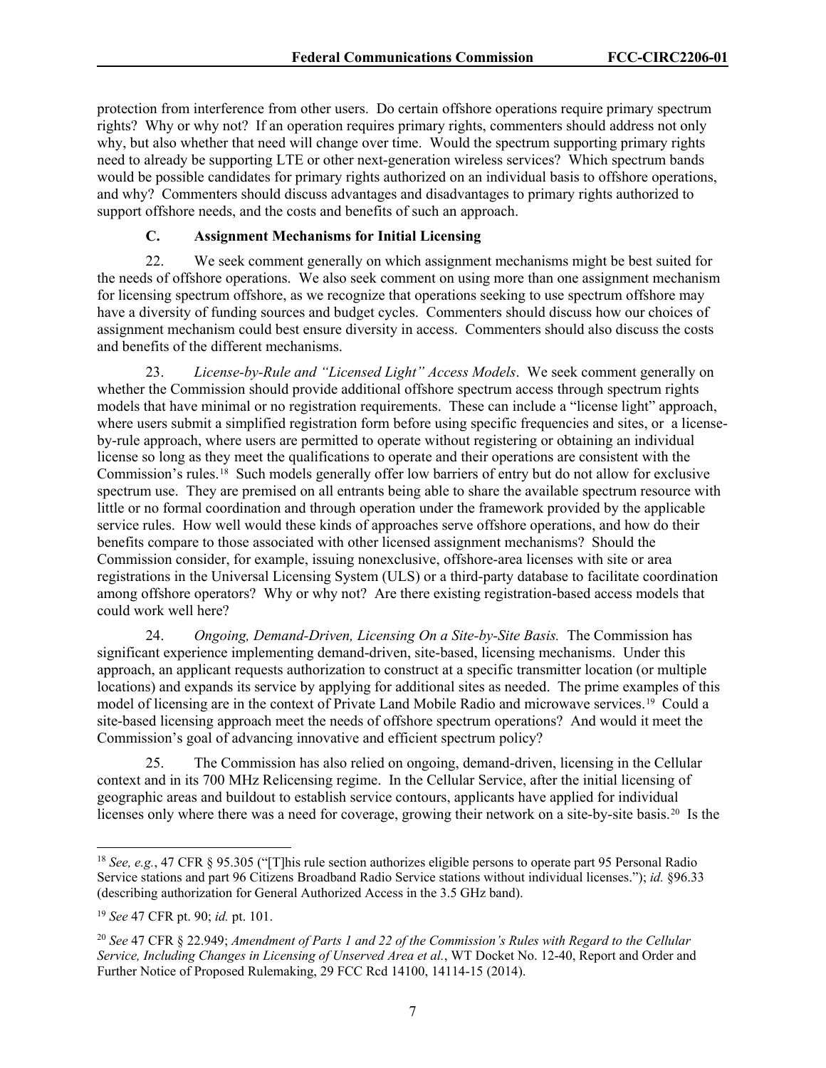protection from interference from other users. Do certain offshore operations require primary spectrum rights? Why or why not? If an operation requires primary rights, commenters should address not only why, but also whether that need will change over time. Would the spectrum supporting primary rights need to already be supporting LTE or other next-generation wireless services? Which spectrum bands would be possible candidates for primary rights authorized on an individual basis to offshore operations, and why? Commenters should discuss advantages and disadvantages to primary rights authorized to support offshore needs, and the costs and benefits of such an approach.

### C. Assignment Mechanisms for Initial Licensing

22. We seek comment generally on which assignment mechanisms might be best suited for the needs of offshore operations. We also seek comment on using more than one assignment mechanism for licensing spectrum offshore, as we recognize that operations seeking to use spectrum offshore may have a diversity of funding sources and budget cycles. Commenters should discuss how our choices of assignment mechanism could best ensure diversity in access. Commenters should also discuss the costs and benefits of the different mechanisms.

23. *License-by-Rule and "Licensed Light" Access Models*. We seek comment generally on whether the Commission should provide additional offshore spectrum access through spectrum rights models that have minimal or no registration requirements. These can include a "license light" approach, where users submit a simplified registration form before using specific frequencies and sites, or a license-by-rule approach, where users are permitted to operate without registering or obtaining an individual license so long as they meet the qualifications to operate and their operations are consistent with the Commission's rules.[18] Such models generally offer low barriers of entry but do not allow for exclusive spectrum use. They are premised on all entrants being able to share the available spectrum resource with little or no formal coordination and through operation under the framework provided by the applicable service rules. How well would these kinds of approaches serve offshore operations, and how do their benefits compare to those associated with other licensed assignment mechanisms? Should the Commission consider, for example, issuing nonexclusive, offshore-area licenses with site or area registrations in the Universal Licensing System (ULS) or a third-party database to facilitate coordination among offshore operators? Why or why not? Are there existing registration-based access models that could work well here?

24. *Ongoing, Demand-Driven, Licensing On a Site-by-Site Basis.* The Commission has significant experience implementing demand-driven, site-based, licensing mechanisms. Under this approach, an applicant requests authorization to construct at a specific transmitter location (or multiple locations) and expands its service by applying for additional sites as needed. The prime examples of this model of licensing are in the context of Private Land Mobile Radio and microwave services.[19] Could a site-based licensing approach meet the needs of offshore spectrum operations? And would it meet the Commission's goal of advancing innovative and efficient spectrum policy?

25. The Commission has also relied on ongoing, demand-driven, licensing in the Cellular context and in its 700 MHz Relicensing regime. In the Cellular Service, after the initial licensing of geographic areas and buildout to establish service contours, applicants have applied for individual licenses only where there was a need for coverage, growing their network on a site-by-site basis.[20] Is the

---

[18] *See, e.g.*, 47 CFR § 95.305 ("[T]his rule section authorizes eligible persons to operate part 95 Personal Radio Service stations and part 96 Citizens Broadband Radio Service stations without individual licenses."); *id.* §96.33 (describing authorization for General Authorized Access in the 3.5 GHz band).

[19] *See* 47 CFR pt. 90; *id.* pt. 101.

[20] *See* 47 CFR § 22.949; *Amendment of Parts 1 and 22 of the Commission's Rules with Regard to the Cellular Service, Including Changes in Licensing of Unserved Area et al.*, WT Docket No. 12-40, Report and Order and Further Notice of Proposed Rulemaking, 29 FCC Rcd 14100, 14114-15 (2014).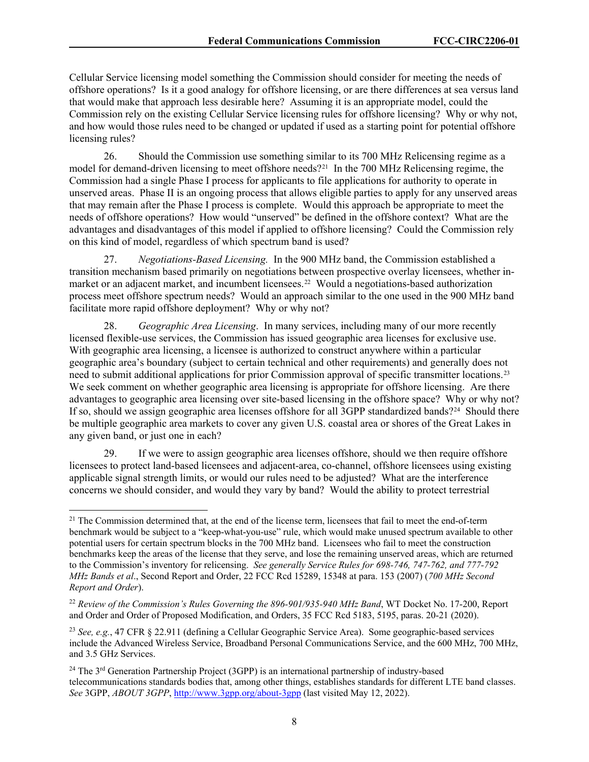Cellular Service licensing model something the Commission should consider for meeting the needs of offshore operations? Is it a good analogy for offshore licensing, or are there differences at sea versus land that would make that approach less desirable here? Assuming it is an appropriate model, could the Commission rely on the existing Cellular Service licensing rules for offshore licensing? Why or why not, and how would those rules need to be changed or updated if used as a starting point for potential offshore licensing rules?

26. Should the Commission use something similar to its 700 MHz Relicensing regime as a model for demand-driven licensing to meet offshore needs?[21] In the 700 MHz Relicensing regime, the Commission had a single Phase I process for applicants to file applications for authority to operate in unserved areas. Phase II is an ongoing process that allows eligible parties to apply for any unserved areas that may remain after the Phase I process is complete. Would this approach be appropriate to meet the needs of offshore operations? How would "unserved" be defined in the offshore context? What are the advantages and disadvantages of this model if applied to offshore licensing? Could the Commission rely on this kind of model, regardless of which spectrum band is used?

27. *Negotiations-Based Licensing.* In the 900 MHz band, the Commission established a transition mechanism based primarily on negotiations between prospective overlay licensees, whether in-market or an adjacent market, and incumbent licensees.[22] Would a negotiations-based authorization process meet offshore spectrum needs? Would an approach similar to the one used in the 900 MHz band facilitate more rapid offshore deployment? Why or why not?

28. *Geographic Area Licensing*. In many services, including many of our more recently licensed flexible-use services, the Commission has issued geographic area licenses for exclusive use. With geographic area licensing, a licensee is authorized to construct anywhere within a particular geographic area's boundary (subject to certain technical and other requirements) and generally does not need to submit additional applications for prior Commission approval of specific transmitter locations.[23] We seek comment on whether geographic area licensing is appropriate for offshore licensing. Are there advantages to geographic area licensing over site-based licensing in the offshore space? Why or why not? If so, should we assign geographic area licenses offshore for all 3GPP standardized bands?[24] Should there be multiple geographic area markets to cover any given U.S. coastal area or shores of the Great Lakes in any given band, or just one in each?

29. If we were to assign geographic area licenses offshore, should we then require offshore licensees to protect land-based licensees and adjacent-area, co-channel, offshore licensees using existing applicable signal strength limits, or would our rules need to be adjusted? What are the interference concerns we should consider, and would they vary by band? Would the ability to protect terrestrial

---

[21] The Commission determined that, at the end of the license term, licensees that fail to meet the end-of-term benchmark would be subject to a "keep-what-you-use" rule, which would make unused spectrum available to other potential users for certain spectrum blocks in the 700 MHz band. Licensees who fail to meet the construction benchmarks keep the areas of the license that they serve, and lose the remaining unserved areas, which are returned to the Commission's inventory for relicensing. *See generally Service Rules for 698-746, 747-762, and 777-792 MHz Bands et al*., Second Report and Order, 22 FCC Rcd 15289, 15348 at para. 153 (2007) (*700 MHz Second Report and Order*).

[22] *Review of the Commission's Rules Governing the 896-901/935-940 MHz Band*, WT Docket No. 17-200, Report and Order and Order of Proposed Modification, and Orders, 35 FCC Rcd 5183, 5195, paras. 20-21 (2020).

[23] *See, e.g.*, 47 CFR § 22.911 (defining a Cellular Geographic Service Area). Some geographic-based services include the Advanced Wireless Service, Broadband Personal Communications Service, and the 600 MHz, 700 MHz, and 3.5 GHz Services.

[24] The 3rd Generation Partnership Project (3GPP) is an international partnership of industry-based telecommunications standards bodies that, among other things, establishes standards for different LTE band classes. *See* 3GPP, *ABOUT 3GPP*, http://www.3gpp.org/about-3gpp (last visited May 12, 2022).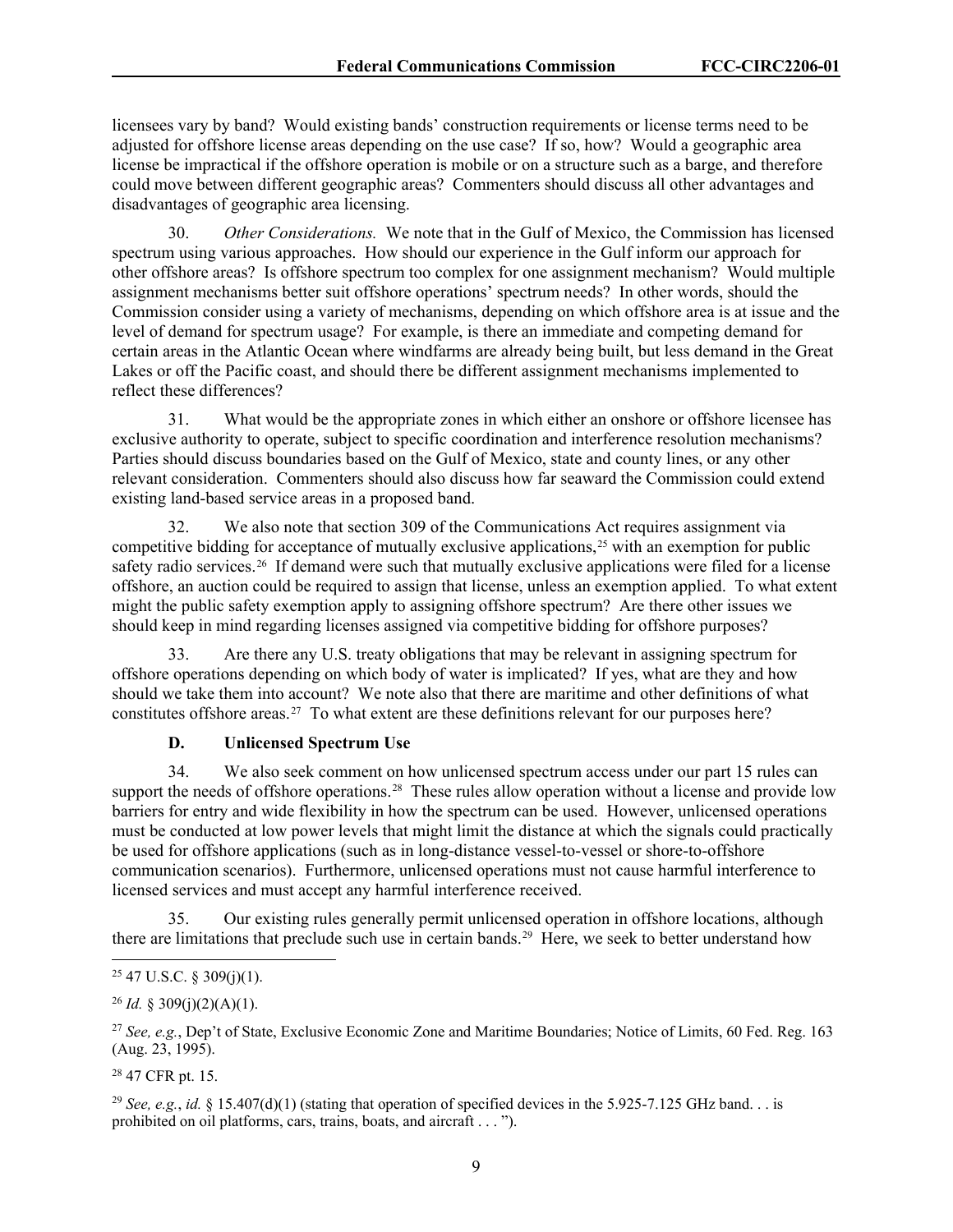licensees vary by band? Would existing bands' construction requirements or license terms need to be adjusted for offshore license areas depending on the use case? If so, how? Would a geographic area license be impractical if the offshore operation is mobile or on a structure such as a barge, and therefore could move between different geographic areas? Commenters should discuss all other advantages and disadvantages of geographic area licensing.

30. *Other Considerations.* We note that in the Gulf of Mexico, the Commission has licensed spectrum using various approaches. How should our experience in the Gulf inform our approach for other offshore areas? Is offshore spectrum too complex for one assignment mechanism? Would multiple assignment mechanisms better suit offshore operations' spectrum needs? In other words, should the Commission consider using a variety of mechanisms, depending on which offshore area is at issue and the level of demand for spectrum usage? For example, is there an immediate and competing demand for certain areas in the Atlantic Ocean where windfarms are already being built, but less demand in the Great Lakes or off the Pacific coast, and should there be different assignment mechanisms implemented to reflect these differences?

31. What would be the appropriate zones in which either an onshore or offshore licensee has exclusive authority to operate, subject to specific coordination and interference resolution mechanisms? Parties should discuss boundaries based on the Gulf of Mexico, state and county lines, or any other relevant consideration. Commenters should also discuss how far seaward the Commission could extend existing land-based service areas in a proposed band.

32. We also note that section 309 of the Communications Act requires assignment via competitive bidding for acceptance of mutually exclusive applications,[25] with an exemption for public safety radio services.[26] If demand were such that mutually exclusive applications were filed for a license offshore, an auction could be required to assign that license, unless an exemption applied. To what extent might the public safety exemption apply to assigning offshore spectrum? Are there other issues we should keep in mind regarding licenses assigned via competitive bidding for offshore purposes?

33. Are there any U.S. treaty obligations that may be relevant in assigning spectrum for offshore operations depending on which body of water is implicated? If yes, what are they and how should we take them into account? We note also that there are maritime and other definitions of what constitutes offshore areas.[27] To what extent are these definitions relevant for our purposes here?

### D. Unlicensed Spectrum Use

34. We also seek comment on how unlicensed spectrum access under our part 15 rules can support the needs of offshore operations.[28] These rules allow operation without a license and provide low barriers for entry and wide flexibility in how the spectrum can be used. However, unlicensed operations must be conducted at low power levels that might limit the distance at which the signals could practically be used for offshore applications (such as in long-distance vessel-to-vessel or shore-to-offshore communication scenarios). Furthermore, unlicensed operations must not cause harmful interference to licensed services and must accept any harmful interference received.

35. Our existing rules generally permit unlicensed operation in offshore locations, although there are limitations that preclude such use in certain bands.[29] Here, we seek to better understand how

---

[25] 47 U.S.C. § 309(j)(1).

[26] *Id.* § 309(j)(2)(A)(1).

[27] *See, e.g.*, Dep't of State, Exclusive Economic Zone and Maritime Boundaries; Notice of Limits, 60 Fed. Reg. 163 (Aug. 23, 1995).

[28] 47 CFR pt. 15.

[29] *See, e.g.*, *id.* § 15.407(d)(1) (stating that operation of specified devices in the 5.925-7.125 GHz band. . . is prohibited on oil platforms, cars, trains, boats, and aircraft . . . ").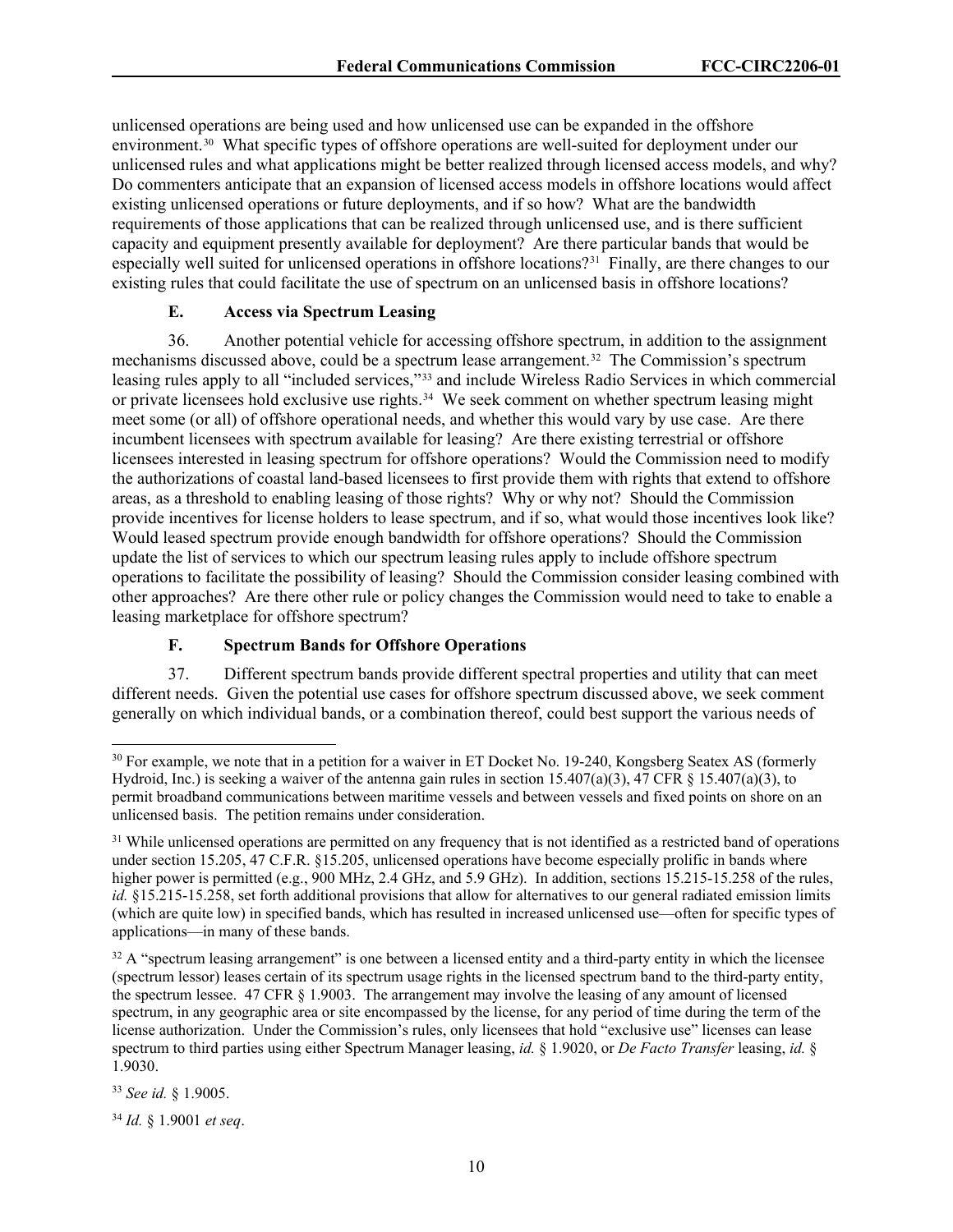unlicensed operations are being used and how unlicensed use can be expanded in the offshore environment.[30] What specific types of offshore operations are well-suited for deployment under our unlicensed rules and what applications might be better realized through licensed access models, and why? Do commenters anticipate that an expansion of licensed access models in offshore locations would affect existing unlicensed operations or future deployments, and if so how? What are the bandwidth requirements of those applications that can be realized through unlicensed use, and is there sufficient capacity and equipment presently available for deployment? Are there particular bands that would be especially well suited for unlicensed operations in offshore locations?[31] Finally, are there changes to our existing rules that could facilitate the use of spectrum on an unlicensed basis in offshore locations?

### E. Access via Spectrum Leasing

36. Another potential vehicle for accessing offshore spectrum, in addition to the assignment mechanisms discussed above, could be a spectrum lease arrangement.[32] The Commission's spectrum leasing rules apply to all "included services,"[33] and include Wireless Radio Services in which commercial or private licensees hold exclusive use rights.[34] We seek comment on whether spectrum leasing might meet some (or all) of offshore operational needs, and whether this would vary by use case. Are there incumbent licensees with spectrum available for leasing? Are there existing terrestrial or offshore licensees interested in leasing spectrum for offshore operations? Would the Commission need to modify the authorizations of coastal land-based licensees to first provide them with rights that extend to offshore areas, as a threshold to enabling leasing of those rights? Why or why not? Should the Commission provide incentives for license holders to lease spectrum, and if so, what would those incentives look like? Would leased spectrum provide enough bandwidth for offshore operations? Should the Commission update the list of services to which our spectrum leasing rules apply to include offshore spectrum operations to facilitate the possibility of leasing? Should the Commission consider leasing combined with other approaches? Are there other rule or policy changes the Commission would need to take to enable a leasing marketplace for offshore spectrum?

### F. Spectrum Bands for Offshore Operations

37. Different spectrum bands provide different spectral properties and utility that can meet different needs. Given the potential use cases for offshore spectrum discussed above, we seek comment generally on which individual bands, or a combination thereof, could best support the various needs of

---

[30] For example, we note that in a petition for a waiver in ET Docket No. 19-240, Kongsberg Seatex AS (formerly Hydroid, Inc.) is seeking a waiver of the antenna gain rules in section 15.407(a)(3), 47 CFR § 15.407(a)(3), to permit broadband communications between maritime vessels and between vessels and fixed points on shore on an unlicensed basis. The petition remains under consideration.

[31] While unlicensed operations are permitted on any frequency that is not identified as a restricted band of operations under section 15.205, 47 C.F.R. §15.205, unlicensed operations have become especially prolific in bands where higher power is permitted (e.g., 900 MHz, 2.4 GHz, and 5.9 GHz). In addition, sections 15.215-15.258 of the rules, *id.* §15.215-15.258, set forth additional provisions that allow for alternatives to our general radiated emission limits (which are quite low) in specified bands, which has resulted in increased unlicensed use—often for specific types of applications—in many of these bands.

[32] A "spectrum leasing arrangement" is one between a licensed entity and a third-party entity in which the licensee (spectrum lessor) leases certain of its spectrum usage rights in the licensed spectrum band to the third-party entity, the spectrum lessee. 47 CFR § 1.9003. The arrangement may involve the leasing of any amount of licensed spectrum, in any geographic area or site encompassed by the license, for any period of time during the term of the license authorization. Under the Commission's rules, only licensees that hold "exclusive use" licenses can lease spectrum to third parties using either Spectrum Manager leasing, *id.* § 1.9020, or *De Facto Transfer* leasing, *id.* § 1.9030.

[33] *See id.* § 1.9005.

[34] *Id.* § 1.9001 *et seq*.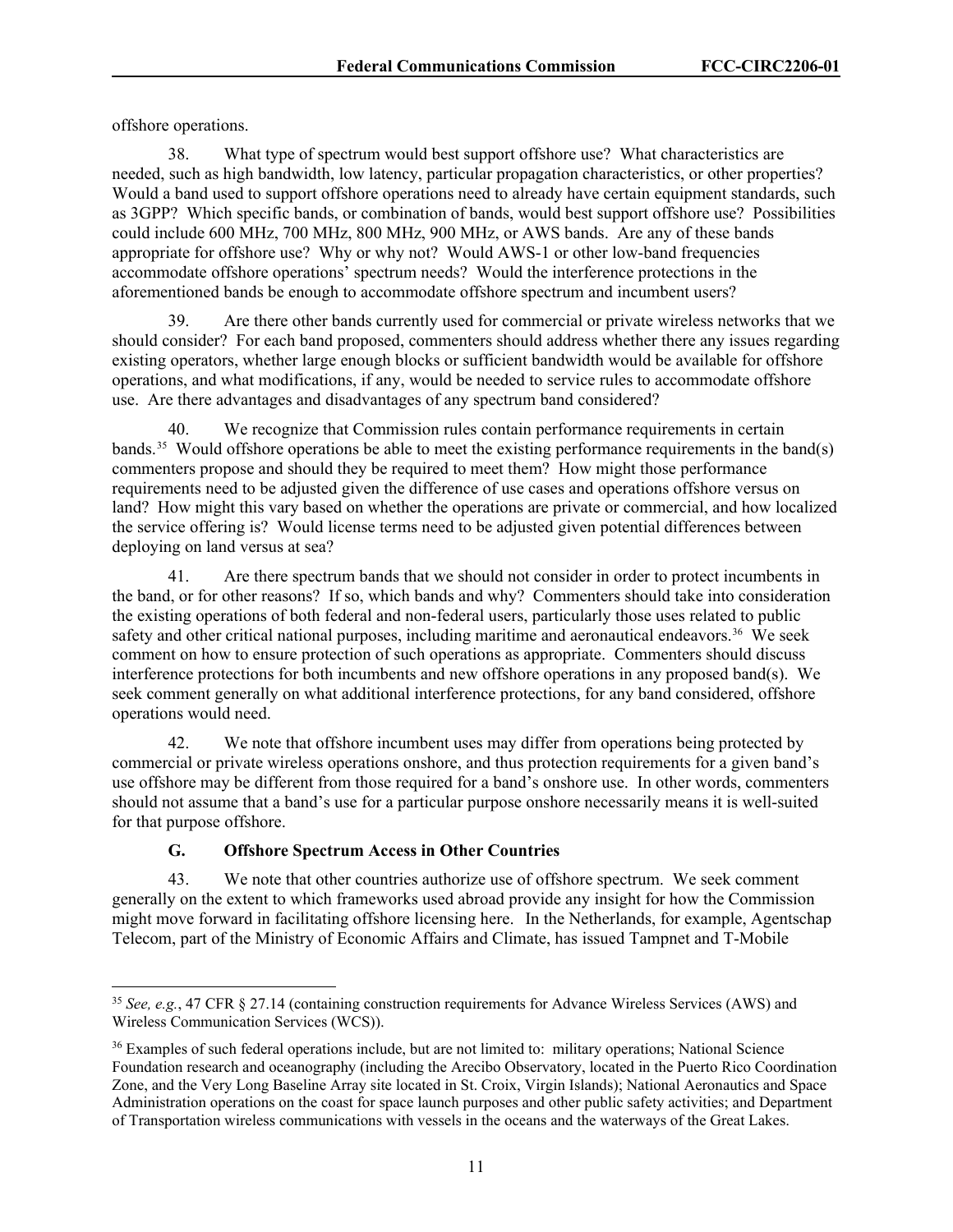offshore operations.

38. What type of spectrum would best support offshore use? What characteristics are needed, such as high bandwidth, low latency, particular propagation characteristics, or other properties? Would a band used to support offshore operations need to already have certain equipment standards, such as 3GPP? Which specific bands, or combination of bands, would best support offshore use? Possibilities could include 600 MHz, 700 MHz, 800 MHz, 900 MHz, or AWS bands. Are any of these bands appropriate for offshore use? Why or why not? Would AWS-1 or other low-band frequencies accommodate offshore operations' spectrum needs? Would the interference protections in the aforementioned bands be enough to accommodate offshore spectrum and incumbent users?

39. Are there other bands currently used for commercial or private wireless networks that we should consider? For each band proposed, commenters should address whether there any issues regarding existing operators, whether large enough blocks or sufficient bandwidth would be available for offshore operations, and what modifications, if any, would be needed to service rules to accommodate offshore use. Are there advantages and disadvantages of any spectrum band considered?

40. We recognize that Commission rules contain performance requirements in certain bands.[35] Would offshore operations be able to meet the existing performance requirements in the band(s) commenters propose and should they be required to meet them? How might those performance requirements need to be adjusted given the difference of use cases and operations offshore versus on land? How might this vary based on whether the operations are private or commercial, and how localized the service offering is? Would license terms need to be adjusted given potential differences between deploying on land versus at sea?

41. Are there spectrum bands that we should not consider in order to protect incumbents in the band, or for other reasons? If so, which bands and why? Commenters should take into consideration the existing operations of both federal and non-federal users, particularly those uses related to public safety and other critical national purposes, including maritime and aeronautical endeavors.[36] We seek comment on how to ensure protection of such operations as appropriate. Commenters should discuss interference protections for both incumbents and new offshore operations in any proposed band(s). We seek comment generally on what additional interference protections, for any band considered, offshore operations would need.

42. We note that offshore incumbent uses may differ from operations being protected by commercial or private wireless operations onshore, and thus protection requirements for a given band's use offshore may be different from those required for a band's onshore use. In other words, commenters should not assume that a band's use for a particular purpose onshore necessarily means it is well-suited for that purpose offshore.

### G. Offshore Spectrum Access in Other Countries

43. We note that other countries authorize use of offshore spectrum. We seek comment generally on the extent to which frameworks used abroad provide any insight for how the Commission might move forward in facilitating offshore licensing here. In the Netherlands, for example, Agentschap Telecom, part of the Ministry of Economic Affairs and Climate, has issued Tampnet and T-Mobile

---

[35] *See, e.g.*, 47 CFR § 27.14 (containing construction requirements for Advance Wireless Services (AWS) and Wireless Communication Services (WCS)).

[36] Examples of such federal operations include, but are not limited to: military operations; National Science Foundation research and oceanography (including the Arecibo Observatory, located in the Puerto Rico Coordination Zone, and the Very Long Baseline Array site located in St. Croix, Virgin Islands); National Aeronautics and Space Administration operations on the coast for space launch purposes and other public safety activities; and Department of Transportation wireless communications with vessels in the oceans and the waterways of the Great Lakes.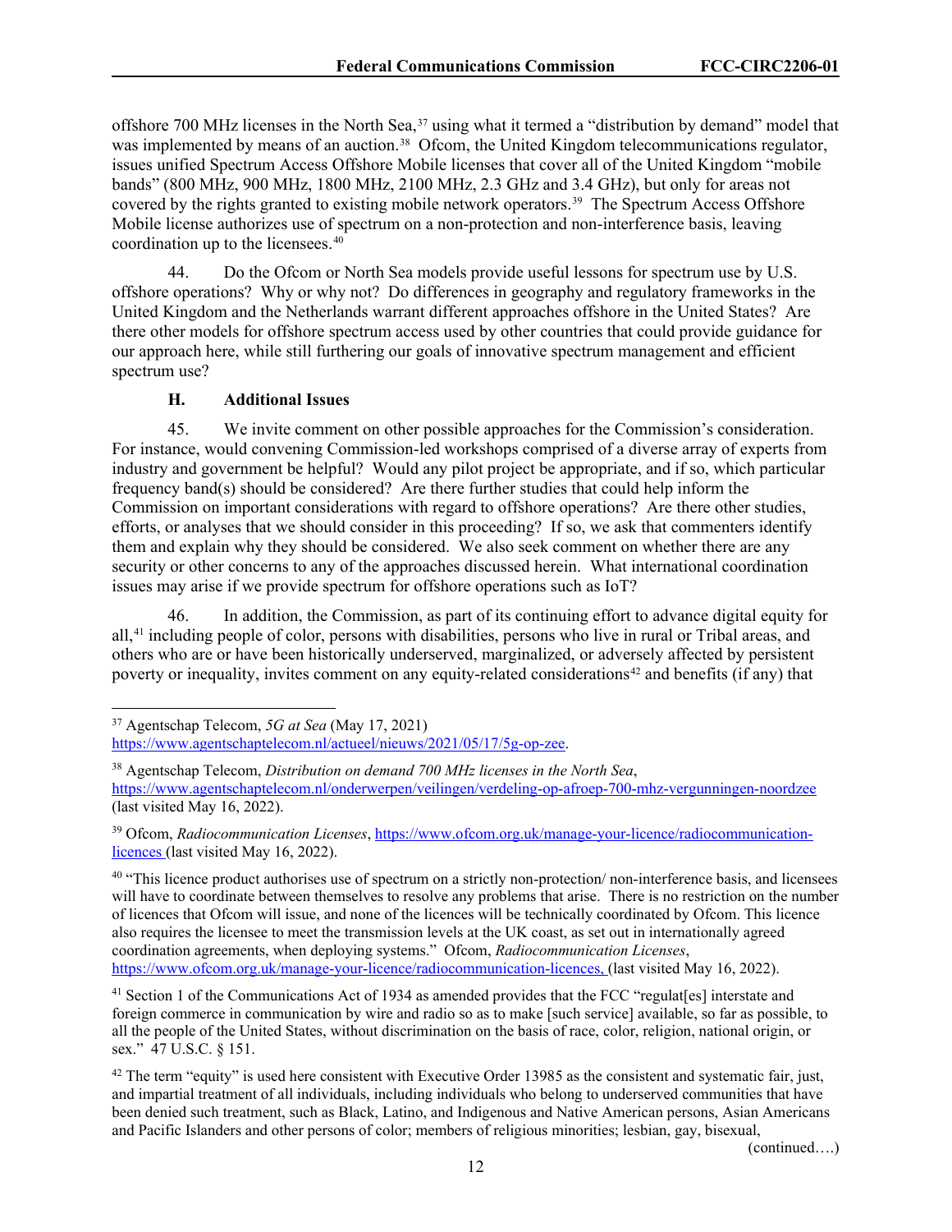offshore 700 MHz licenses in the North Sea,[37] using what it termed a "distribution by demand" model that was implemented by means of an auction.[38] Ofcom, the United Kingdom telecommunications regulator, issues unified Spectrum Access Offshore Mobile licenses that cover all of the United Kingdom "mobile bands" (800 MHz, 900 MHz, 1800 MHz, 2100 MHz, 2.3 GHz and 3.4 GHz), but only for areas not covered by the rights granted to existing mobile network operators.[39] The Spectrum Access Offshore Mobile license authorizes use of spectrum on a non-protection and non-interference basis, leaving coordination up to the licensees.[40]

44. Do the Ofcom or North Sea models provide useful lessons for spectrum use by U.S. offshore operations? Why or why not? Do differences in geography and regulatory frameworks in the United Kingdom and the Netherlands warrant different approaches offshore in the United States? Are there other models for offshore spectrum access used by other countries that could provide guidance for our approach here, while still furthering our goals of innovative spectrum management and efficient spectrum use?

### H. Additional Issues

45. We invite comment on other possible approaches for the Commission's consideration. For instance, would convening Commission-led workshops comprised of a diverse array of experts from industry and government be helpful? Would any pilot project be appropriate, and if so, which particular frequency band(s) should be considered? Are there further studies that could help inform the Commission on important considerations with regard to offshore operations? Are there other studies, efforts, or analyses that we should consider in this proceeding? If so, we ask that commenters identify them and explain why they should be considered. We also seek comment on whether there are any security or other concerns to any of the approaches discussed herein. What international coordination issues may arise if we provide spectrum for offshore operations such as IoT?

46. In addition, the Commission, as part of its continuing effort to advance digital equity for all,[41] including people of color, persons with disabilities, persons who live in rural or Tribal areas, and others who are or have been historically underserved, marginalized, or adversely affected by persistent poverty or inequality, invites comment on any equity-related considerations[42] and benefits (if any) that

---

[37] Agentschap Telecom, *5G at Sea* (May 17, 2021) https://www.agentschaptelecom.nl/actueel/nieuws/2021/05/17/5g-op-zee.

[38] Agentschap Telecom, *Distribution on demand 700 MHz licenses in the North Sea*, https://www.agentschaptelecom.nl/onderwerpen/veilingen/verdeling-op-afroep-700-mhz-vergunningen-noordzee (last visited May 16, 2022).

[39] Ofcom, *Radiocommunication Licenses*, https://www.ofcom.org.uk/manage-your-licence/radiocommunication-licences (last visited May 16, 2022).

[40] "This licence product authorises use of spectrum on a strictly non-protection/ non-interference basis, and licensees will have to coordinate between themselves to resolve any problems that arise. There is no restriction on the number of licences that Ofcom will issue, and none of the licences will be technically coordinated by Ofcom. This licence also requires the licensee to meet the transmission levels at the UK coast, as set out in internationally agreed coordination agreements, when deploying systems." Ofcom, *Radiocommunication Licenses*, https://www.ofcom.org.uk/manage-your-licence/radiocommunication-licences, (last visited May 16, 2022).

[41] Section 1 of the Communications Act of 1934 as amended provides that the FCC "regulat[es] interstate and foreign commerce in communication by wire and radio so as to make [such service] available, so far as possible, to all the people of the United States, without discrimination on the basis of race, color, religion, national origin, or sex." 47 U.S.C. § 151.

[42] The term "equity" is used here consistent with Executive Order 13985 as the consistent and systematic fair, just, and impartial treatment of all individuals, including individuals who belong to underserved communities that have been denied such treatment, such as Black, Latino, and Indigenous and Native American persons, Asian Americans and Pacific Islanders and other persons of color; members of religious minorities; lesbian, gay, bisexual,

(continued….)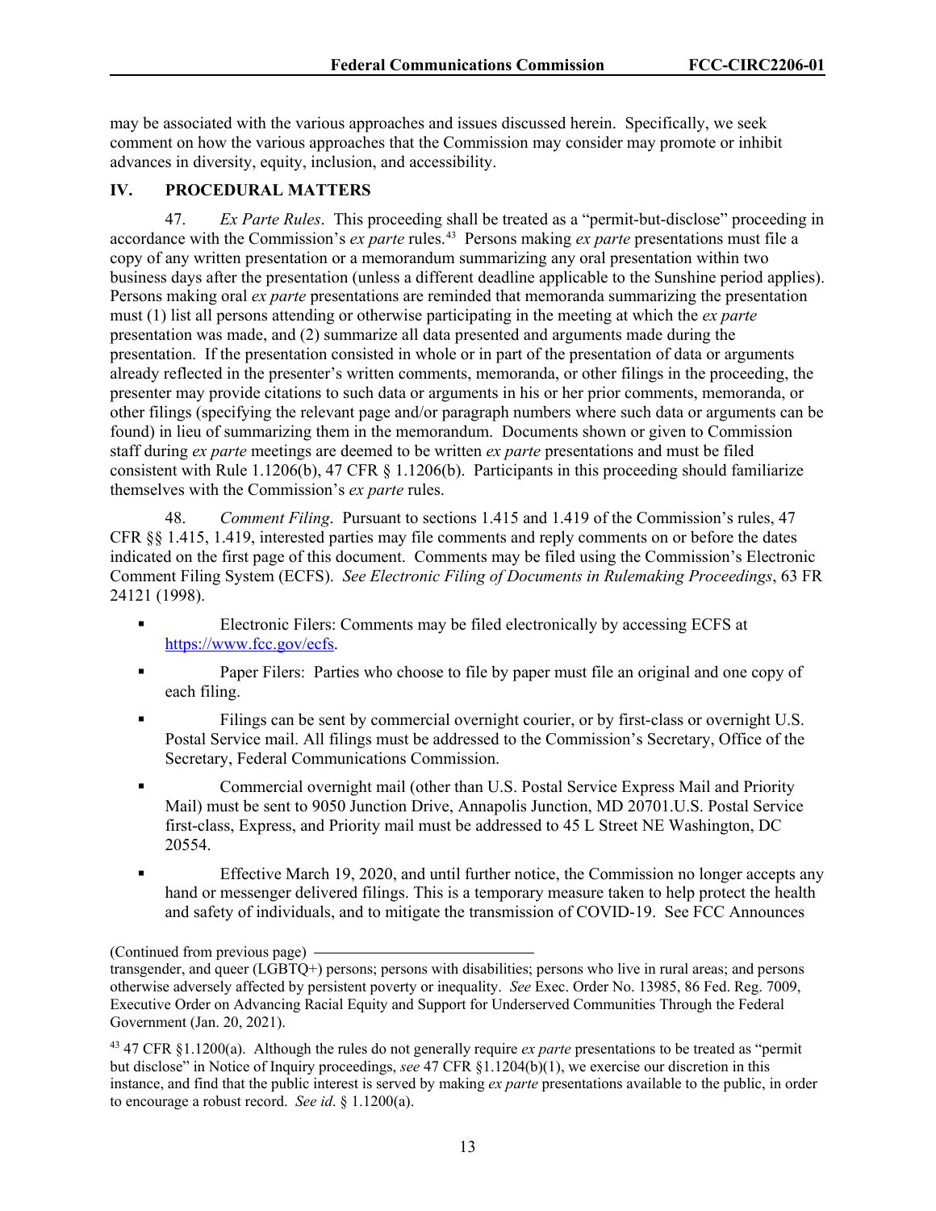may be associated with the various approaches and issues discussed herein. Specifically, we seek comment on how the various approaches that the Commission may consider may promote or inhibit advances in diversity, equity, inclusion, and accessibility.

## IV. PROCEDURAL MATTERS

47. *Ex Parte Rules*. This proceeding shall be treated as a "permit-but-disclose" proceeding in accordance with the Commission's *ex parte* rules.[43] Persons making *ex parte* presentations must file a copy of any written presentation or a memorandum summarizing any oral presentation within two business days after the presentation (unless a different deadline applicable to the Sunshine period applies). Persons making oral *ex parte* presentations are reminded that memoranda summarizing the presentation must (1) list all persons attending or otherwise participating in the meeting at which the *ex parte* presentation was made, and (2) summarize all data presented and arguments made during the presentation. If the presentation consisted in whole or in part of the presentation of data or arguments already reflected in the presenter's written comments, memoranda, or other filings in the proceeding, the presenter may provide citations to such data or arguments in his or her prior comments, memoranda, or other filings (specifying the relevant page and/or paragraph numbers where such data or arguments can be found) in lieu of summarizing them in the memorandum. Documents shown or given to Commission staff during *ex parte* meetings are deemed to be written *ex parte* presentations and must be filed consistent with Rule 1.1206(b), 47 CFR § 1.1206(b). Participants in this proceeding should familiarize themselves with the Commission's *ex parte* rules.

48. *Comment Filing*. Pursuant to sections 1.415 and 1.419 of the Commission's rules, 47 CFR §§ 1.415, 1.419, interested parties may file comments and reply comments on or before the dates indicated on the first page of this document. Comments may be filed using the Commission's Electronic Comment Filing System (ECFS). *See Electronic Filing of Documents in Rulemaking Proceedings*, 63 FR 24121 (1998).

- Electronic Filers: Comments may be filed electronically by accessing ECFS at https://www.fcc.gov/ecfs.
- Paper Filers: Parties who choose to file by paper must file an original and one copy of each filing.
- Filings can be sent by commercial overnight courier, or by first-class or overnight U.S. Postal Service mail. All filings must be addressed to the Commission's Secretary, Office of the Secretary, Federal Communications Commission.
- Commercial overnight mail (other than U.S. Postal Service Express Mail and Priority Mail) must be sent to 9050 Junction Drive, Annapolis Junction, MD 20701.U.S. Postal Service first-class, Express, and Priority mail must be addressed to 45 L Street NE Washington, DC 20554.
- Effective March 19, 2020, and until further notice, the Commission no longer accepts any hand or messenger delivered filings. This is a temporary measure taken to help protect the health and safety of individuals, and to mitigate the transmission of COVID-19. See FCC Announces

---

(Continued from previous page)

transgender, and queer (LGBTQ+) persons; persons with disabilities; persons who live in rural areas; and persons otherwise adversely affected by persistent poverty or inequality. *See* Exec. Order No. 13985, 86 Fed. Reg. 7009, Executive Order on Advancing Racial Equity and Support for Underserved Communities Through the Federal Government (Jan. 20, 2021).

[43] 47 CFR §1.1200(a). Although the rules do not generally require *ex parte* presentations to be treated as "permit but disclose" in Notice of Inquiry proceedings, *see* 47 CFR §1.1204(b)(1), we exercise our discretion in this instance, and find that the public interest is served by making *ex parte* presentations available to the public, in order to encourage a robust record. *See id*. § 1.1200(a).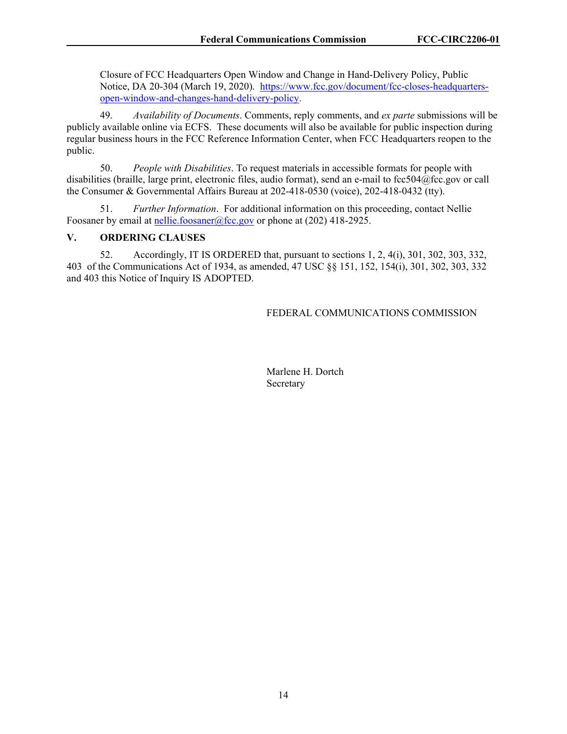Closure of FCC Headquarters Open Window and Change in Hand-Delivery Policy, Public Notice, DA 20-304 (March 19, 2020). [https://www.fcc.gov/document/fcc-closes-headquarters-open-window-and-changes-hand-delivery-policy](https://www.fcc.gov/document/fcc-closes-headquarters-open-window-and-changes-hand-delivery-policy).

49. *Availability of Documents*. Comments, reply comments, and *ex parte* submissions will be publicly available online via ECFS. These documents will also be available for public inspection during regular business hours in the FCC Reference Information Center, when FCC Headquarters reopen to the public.

50. *People with Disabilities*. To request materials in accessible formats for people with disabilities (braille, large print, electronic files, audio format), send an e-mail to fcc504@fcc.gov or call the Consumer & Governmental Affairs Bureau at 202-418-0530 (voice), 202-418-0432 (tty).

51. *Further Information*. For additional information on this proceeding, contact Nellie Foosaner by email at [nellie.foosaner@fcc.gov](mailto:nellie.foosaner@fcc.gov) or phone at (202) 418-2925.

## V. ORDERING CLAUSES

52. Accordingly, IT IS ORDERED that, pursuant to sections 1, 2, 4(i), 301, 302, 303, 332, 403 of the Communications Act of 1934, as amended, 47 USC §§ 151, 152, 154(i), 301, 302, 303, 332 and 403 this Notice of Inquiry IS ADOPTED.

FEDERAL COMMUNICATIONS COMMISSION

Marlene H. Dortch
Secretary